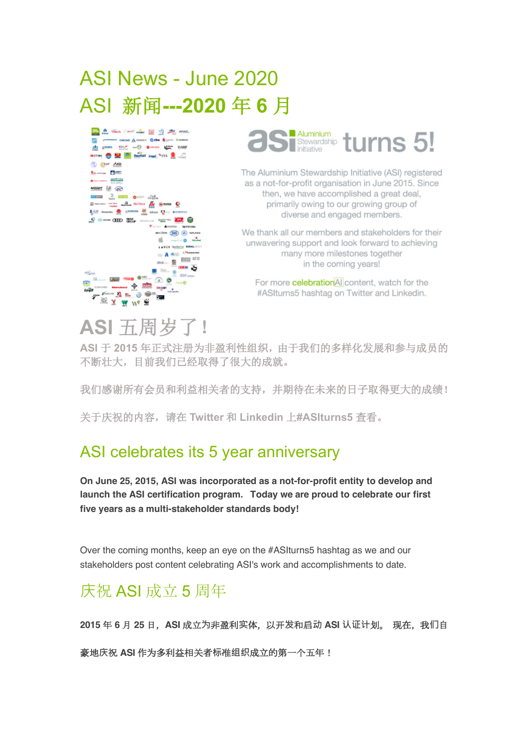# ASI News - June 2020

# ASI 新闻---2020 年 6 月

asi Aluminium Stewardship Initiative turns 5!

The Aluminium Stewardship Initiative (ASI) registered as a not-for-profit organisation in June 2015. Since then, we have accomplished a great deal, primarily owing to our growing group of diverse and engaged members.

We thank all our members and stakeholders for their unwavering support and look forward to achieving many more milestones together in the coming years!

For more celebrationAl content, watch for the #ASIturns5 hashtag on Twitter and Linkedin.

## ASI 五周岁了！

**ASI 于 2015 年正式注册为非盈利性组织，由于我们的多样化发展和参与成员的不断壮大，目前我们已经取得了很大的成就。**

**我们感谢所有会员和利益相关者的支持，并期待在未来的日子取得更大的成绩！**

**关于庆祝的内容，请在 Twitter 和 Linkedin 上#ASIturns5 查看。**

## ASI celebrates its 5 year anniversary

**On June 25, 2015, ASI was incorporated as a not-for-profit entity to develop and launch the ASI certification program. Today we are proud to celebrate our first five years as a multi-stakeholder standards body!**

Over the coming months, keep an eye on the #ASIturns5 hashtag as we and our stakeholders post content celebrating ASI's work and accomplishments to date.

## 庆祝 ASI 成立 5 周年

**2015 年 6 月 25 日，ASI 成立为非盈利实体，以开发和启动 ASI 认证计划。 现在，我们自豪地庆祝 ASI 作为多利益相关者标准组织成立的第一个五年！**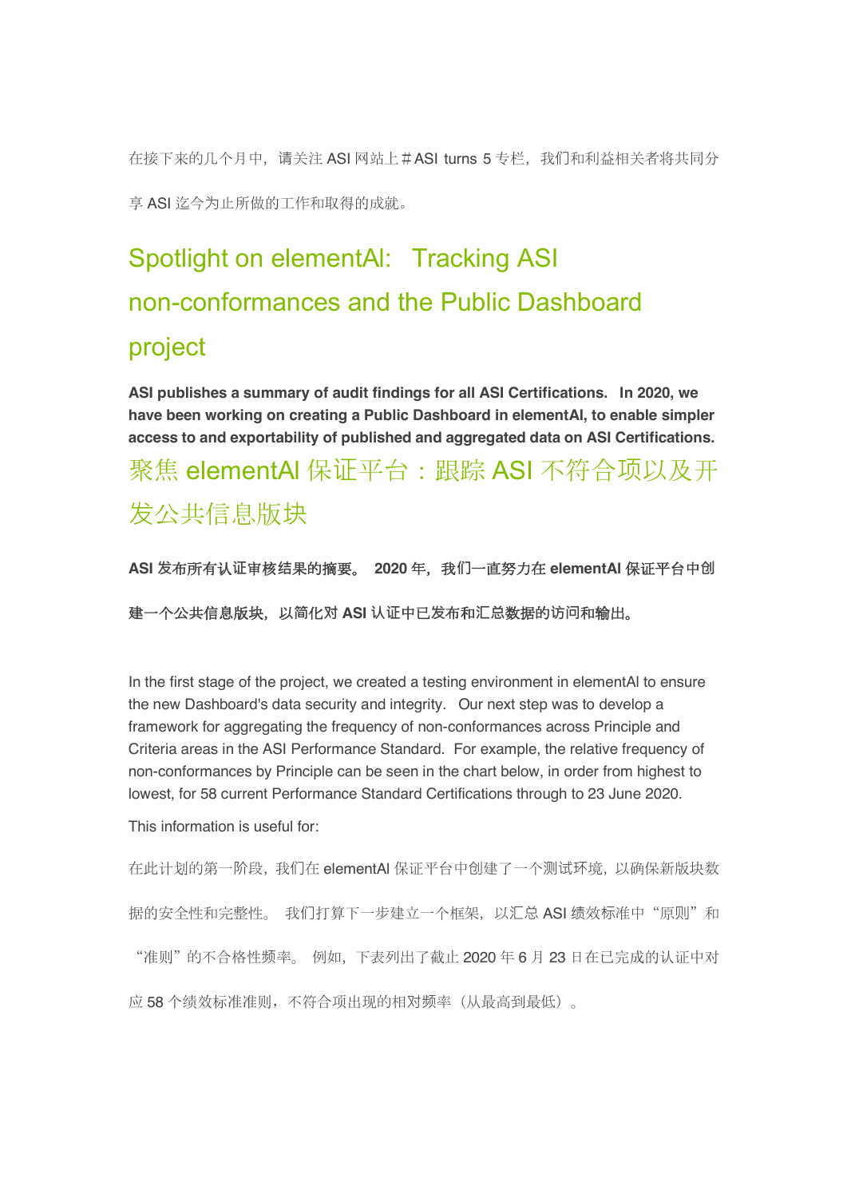在接下来的几个月中，请关注 ASI 网站上＃ASI turns 5 专栏，我们和利益相关者将共同分享 ASI 迄今为止所做的工作和取得的成就。

## Spotlight on elementAl: Tracking ASI non-conformances and the Public Dashboard project

**ASI publishes a summary of audit findings for all ASI Certifications. In 2020, we have been working on creating a Public Dashboard in elementAl, to enable simpler access to and exportability of published and aggregated data on ASI Certifications.**

## 聚焦 elementAl 保证平台：跟踪 ASI 不符合项以及开发公共信息版块

**ASI 发布所有认证审核结果的摘要。 2020 年，我们一直努力在 elementAl 保证平台中创建一个公共信息版块，以简化对 ASI 认证中已发布和汇总数据的访问和输出。**

In the first stage of the project, we created a testing environment in elementAl to ensure the new Dashboard's data security and integrity. Our next step was to develop a framework for aggregating the frequency of non-conformances across Principle and Criteria areas in the ASI Performance Standard. For example, the relative frequency of non-conformances by Principle can be seen in the chart below, in order from highest to lowest, for 58 current Performance Standard Certifications through to 23 June 2020.

This information is useful for:

在此计划的第一阶段，我们在 elementAl 保证平台中创建了一个测试环境，以确保新版块数据的安全性和完整性。 我们打算下一步建立一个框架，以汇总 ASI 绩效标准中“原则”和“准则”的不合格性频率。 例如，下表列出了截止 2020 年 6 月 23 日在已完成的认证中对应 58 个绩效标准准则，不符合项出现的相对频率（从最高到最低）。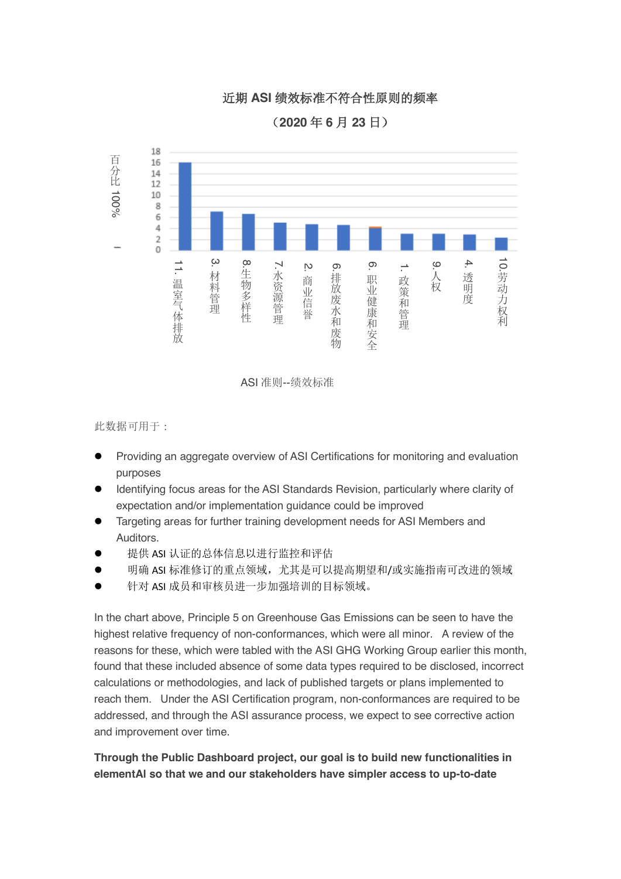近期 ASI 绩效标准不符合性原则的频率

（2020 年 6 月 23 日）

| ASI 准则--绩效标准 | 百分比 100% |
|---|---|
| 11. 温室气体排放 | 16 |
| 3. 材料管理 | 7 |
| 8. 生物多样性 | 6.5 |
| 7. 水资源管理 | 5 |
| 2. 商业信誉 | 4.7 |
| 6. 排放废水和废物 | 4.6 |
| 6. 职业健康和安全 | 4.3 |
| 1. 政策和管理 | 3.1 |
| 9. 人权 | 3.1 |
| 4. 透明度 | 2.9 |
| 10. 劳动力权利 | 2.3 |

此数据可用于：

- Providing an aggregate overview of ASI Certifications for monitoring and evaluation purposes
- Identifying focus areas for the ASI Standards Revision, particularly where clarity of expectation and/or implementation guidance could be improved
- Targeting areas for further training development needs for ASI Members and Auditors.
- 提供 ASI 认证的总体信息以进行监控和评估
- 明确 ASI 标准修订的重点领域，尤其是可以提高期望和/或实施指南可改进的领域
- 针对 ASI 成员和审核员进一步加强培训的目标领域。

In the chart above, Principle 5 on Greenhouse Gas Emissions can be seen to have the highest relative frequency of non-conformances, which were all minor. A review of the reasons for these, which were tabled with the ASI GHG Working Group earlier this month, found that these included absence of some data types required to be disclosed, incorrect calculations or methodologies, and lack of published targets or plans implemented to reach them. Under the ASI Certification program, non-conformances are required to be addressed, and through the ASI assurance process, we expect to see corrective action and improvement over time.

**Through the Public Dashboard project, our goal is to build new functionalities in elementAl so that we and our stakeholders have simpler access to up-to-date**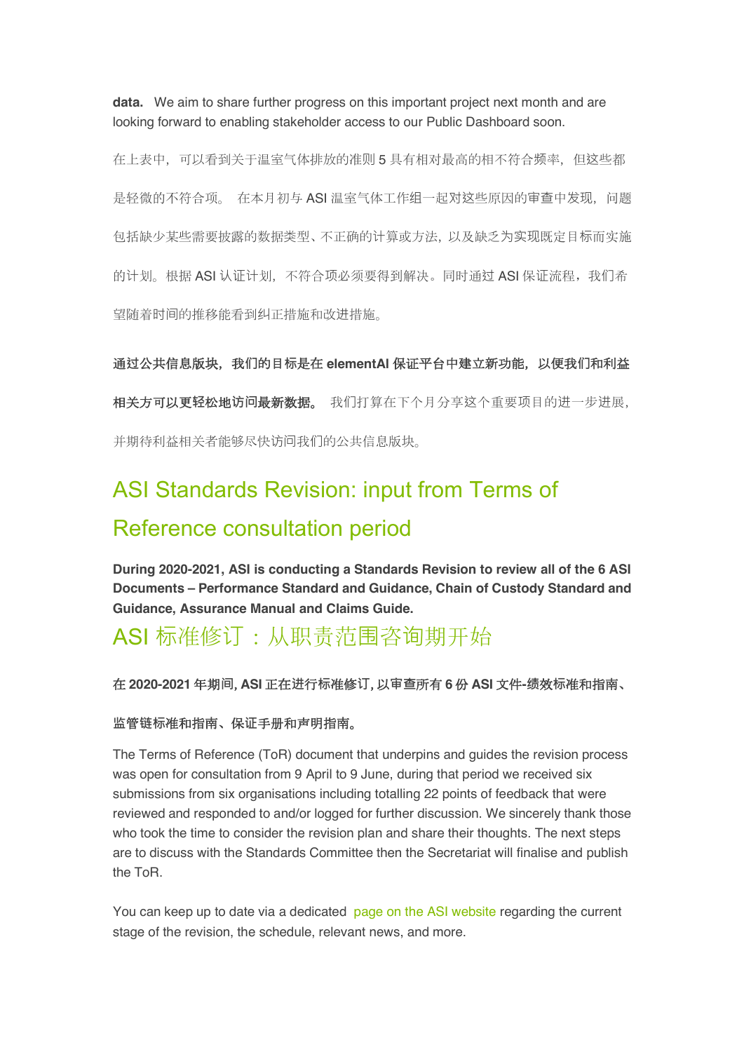**data.** We aim to share further progress on this important project next month and are looking forward to enabling stakeholder access to our Public Dashboard soon.

在上表中，可以看到关于温室气体排放的准则 5 具有相对最高的相不符合频率，但这些都是轻微的不符合项。 在本月初与 ASI 温室气体工作组一起对这些原因的审查中发现，问题包括缺少某些需要披露的数据类型、不正确的计算或方法，以及缺乏为实现既定目标而实施的计划。根据 ASI 认证计划，不符合项必须要得到解决。同时通过 ASI 保证流程，我们希望随着时间的推移能看到纠正措施和改进措施。

**通过公共信息版块，我们的目标是在 elementAI 保证平台中建立新功能，以便我们和利益相关方可以更轻松地访问最新数据。** 我们打算在下个月分享这个重要项目的进一步进展，并期待利益相关者能够尽快访问我们的公共信息版块。

## ASI Standards Revision: input from Terms of Reference consultation period

**During 2020-2021, ASI is conducting a Standards Revision to review all of the 6 ASI Documents – Performance Standard and Guidance, Chain of Custody Standard and Guidance, Assurance Manual and Claims Guide.**

## ASI 标准修订：从职责范围咨询期开始

**在 2020-2021 年期间, ASI 正在进行标准修订, 以审查所有 6 份 ASI 文件-绩效标准和指南、监管链标准和指南、保证手册和声明指南。**

The Terms of Reference (ToR) document that underpins and guides the revision process was open for consultation from 9 April to 9 June, during that period we received six submissions from six organisations including totalling 22 points of feedback that were reviewed and responded to and/or logged for further discussion. We sincerely thank those who took the time to consider the revision plan and share their thoughts. The next steps are to discuss with the Standards Committee then the Secretariat will finalise and publish the ToR.

You can keep up to date via a dedicated page on the ASI website regarding the current stage of the revision, the schedule, relevant news, and more.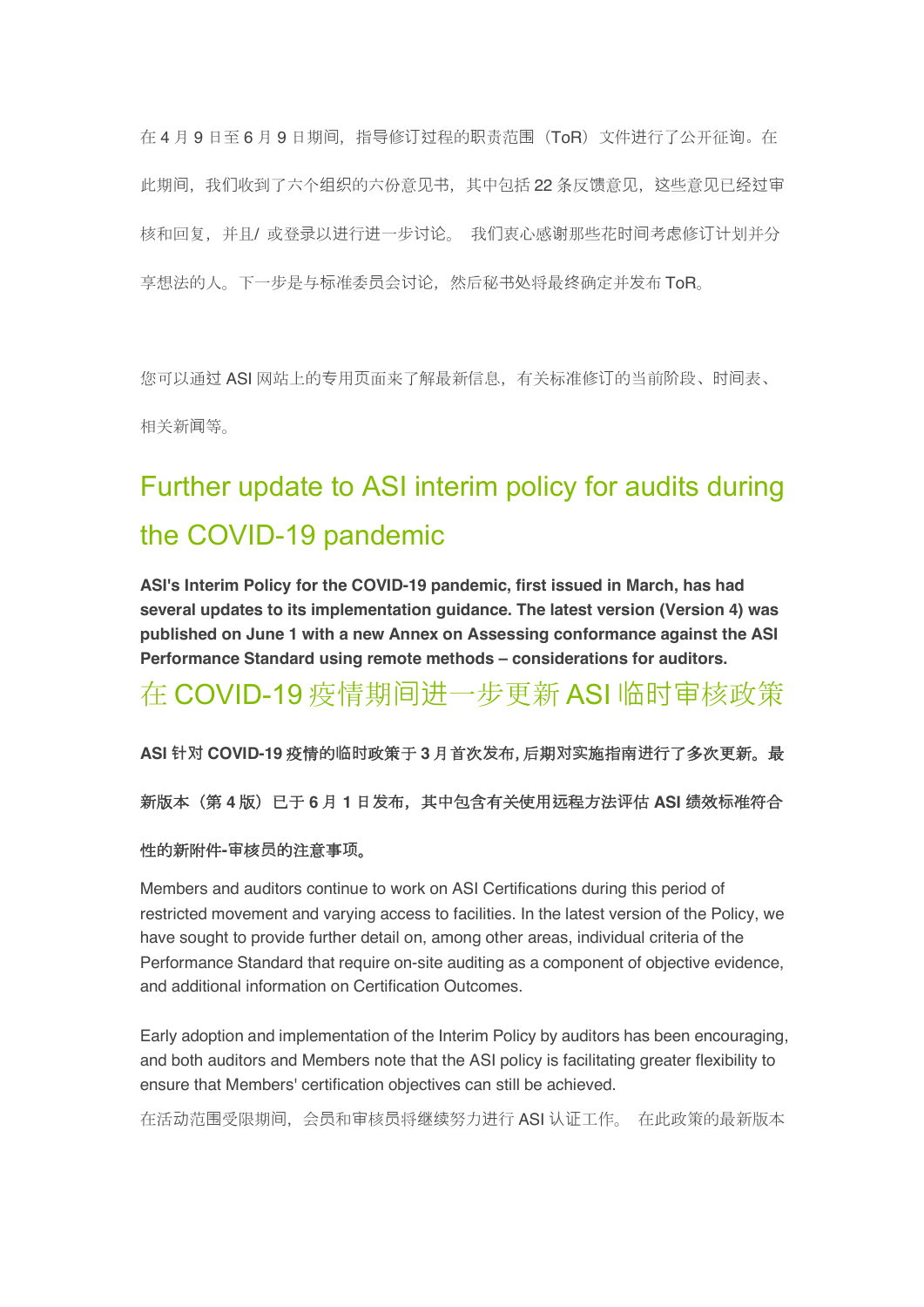在 4 月 9 日至 6 月 9 日期间，指导修订过程的职责范围（ToR）文件进行了公开征询。在此期间，我们收到了六个组织的六份意见书，其中包括 22 条反馈意见，这些意见已经过审核和回复，并且/ 或登录以进行进一步讨论。 我们衷心感谢那些花时间考虑修订计划并分享想法的人。下一步是与标准委员会讨论，然后秘书处将最终确定并发布 ToR。

您可以通过 ASI 网站上的专用页面来了解最新信息，有关标准修订的当前阶段、时间表、相关新闻等。

## Further update to ASI interim policy for audits during the COVID-19 pandemic

**ASI's Interim Policy for the COVID-19 pandemic, first issued in March, has had several updates to its implementation guidance. The latest version (Version 4) was published on June 1 with a new Annex on Assessing conformance against the ASI Performance Standard using remote methods – considerations for auditors.**

## 在 COVID-19 疫情期间进一步更新 ASI 临时审核政策

**ASI 针对 COVID-19 疫情的临时政策于 3 月首次发布，后期对实施指南进行了多次更新。最新版本（第 4 版）已于 6 月 1 日发布，其中包含有关使用远程方法评估 ASI 绩效标准符合性的新附件-审核员的注意事项。**

Members and auditors continue to work on ASI Certifications during this period of restricted movement and varying access to facilities. In the latest version of the Policy, we have sought to provide further detail on, among other areas, individual criteria of the Performance Standard that require on-site auditing as a component of objective evidence, and additional information on Certification Outcomes.

Early adoption and implementation of the Interim Policy by auditors has been encouraging, and both auditors and Members note that the ASI policy is facilitating greater flexibility to ensure that Members' certification objectives can still be achieved.

在活动范围受限期间，会员和审核员将继续努力进行 ASI 认证工作。 在此政策的最新版本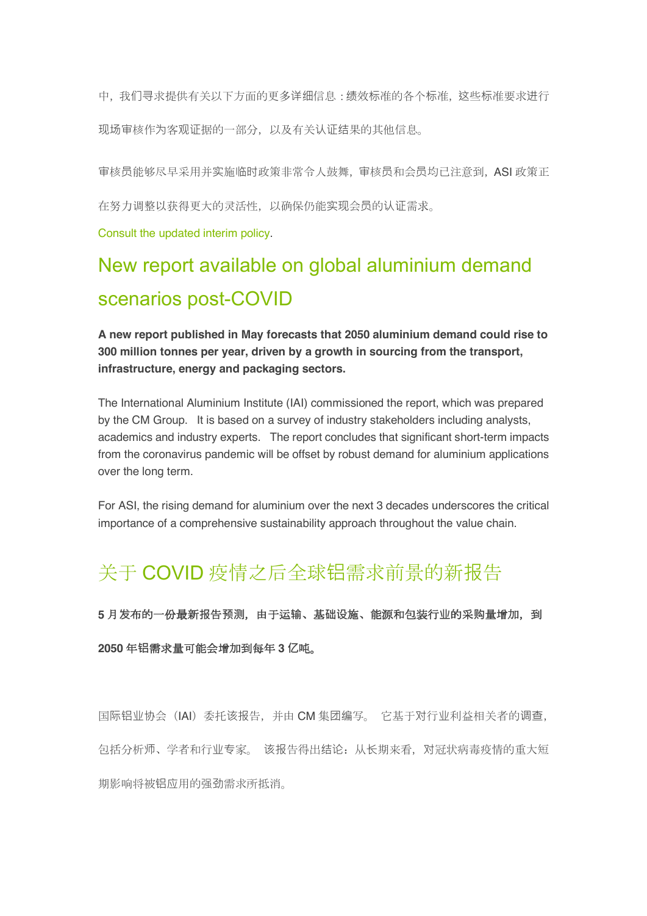中，我们寻求提供有关以下方面的更多详细信息：绩效标准的各个标准，这些标准要求进行现场审核作为客观证据的一部分，以及有关认证结果的其他信息。

审核员能够尽早采用并实施临时政策非常令人鼓舞，审核员和会员均已注意到，ASI 政策正在努力调整以获得更大的灵活性，以确保仍能实现会员的认证需求。

Consult the updated interim policy.

## New report available on global aluminium demand scenarios post-COVID

**A new report published in May forecasts that 2050 aluminium demand could rise to 300 million tonnes per year, driven by a growth in sourcing from the transport, infrastructure, energy and packaging sectors.**

The International Aluminium Institute (IAI) commissioned the report, which was prepared by the CM Group. It is based on a survey of industry stakeholders including analysts, academics and industry experts. The report concludes that significant short-term impacts from the coronavirus pandemic will be offset by robust demand for aluminium applications over the long term.

For ASI, the rising demand for aluminium over the next 3 decades underscores the critical importance of a comprehensive sustainability approach throughout the value chain.

## 关于 COVID 疫情之后全球铝需求前景的新报告

**5 月发布的一份最新报告预测，由于运输、基础设施、能源和包装行业的采购量增加，到 2050 年铝需求量可能会增加到每年 3 亿吨。**

国际铝业协会（IAI）委托该报告，并由 CM 集团编写。它基于对行业利益相关者的调查，包括分析师、学者和行业专家。该报告得出结论：从长期来看，对冠状病毒疫情的重大短期影响将被铝应用的强劲需求所抵消。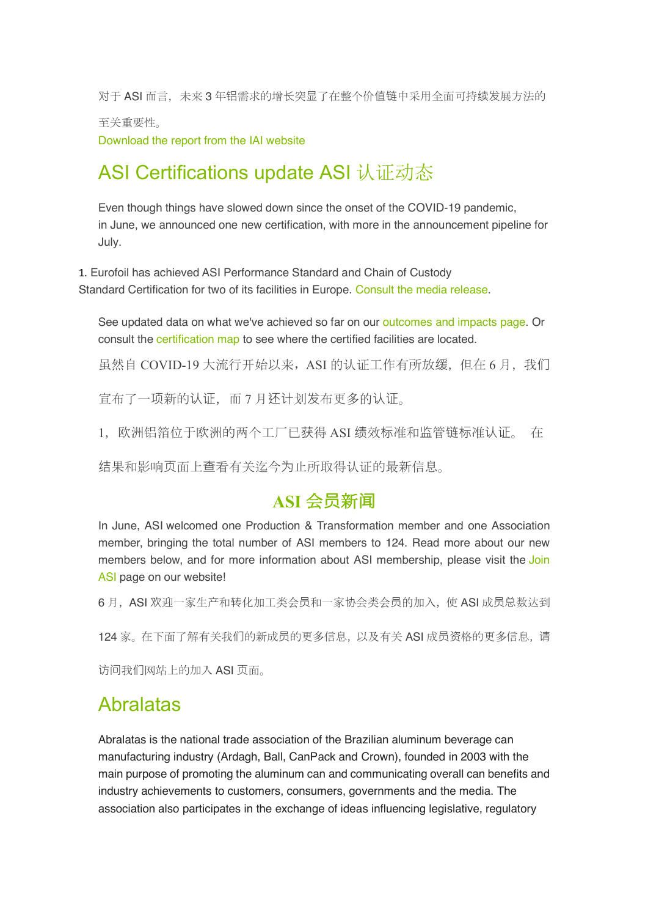对于 ASI 而言，未来 3 年铝需求的增长突显了在整个价值链中采用全面可持续发展方法的至关重要性。

Download the report from the IAI website

## ASI Certifications update ASI 认证动态

Even though things have slowed down since the onset of the COVID-19 pandemic, in June, we announced one new certification, with more in the announcement pipeline for July.

1. Eurofoil has achieved ASI Performance Standard and Chain of Custody Standard Certification for two of its facilities in Europe. Consult the media release.

See updated data on what we've achieved so far on our outcomes and impacts page. Or consult the certification map to see where the certified facilities are located.

虽然自 COVID-19 大流行开始以来，ASI 的认证工作有所放缓，但在 6 月，我们宣布了一项新的认证，而 7 月还计划发布更多的认证。

1，欧洲铝箔位于欧洲的两个工厂已获得 ASI 绩效标准和监管链标准认证。 在结果和影响页面上查看有关迄今为止所取得认证的最新信息。

## ASI 会员新闻

In June, ASI welcomed one Production & Transformation member and one Association member, bringing the total number of ASI members to 124. Read more about our new members below, and for more information about ASI membership, please visit the Join ASI page on our website!

6 月，ASI 欢迎一家生产和转化加工类会员和一家协会类会员的加入，使 ASI 成员总数达到 124 家。在下面了解有关我们的新成员的更多信息，以及有关 ASI 成员资格的更多信息，请访问我们网站上的加入 ASI 页面。

## Abralatas

Abralatas is the national trade association of the Brazilian aluminum beverage can manufacturing industry (Ardagh, Ball, CanPack and Crown), founded in 2003 with the main purpose of promoting the aluminum can and communicating overall can benefits and industry achievements to customers, consumers, governments and the media. The association also participates in the exchange of ideas influencing legislative, regulatory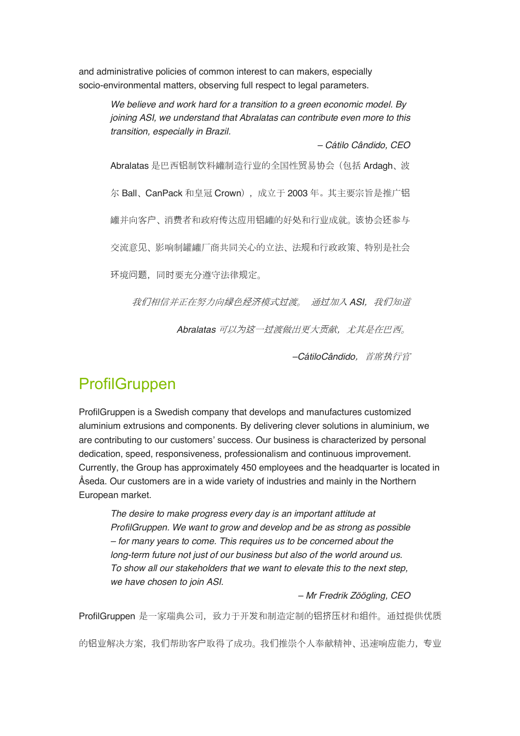and administrative policies of common interest to can makers, especially socio-environmental matters, observing full respect to legal parameters.

> *We believe and work hard for a transition to a green economic model. By joining ASI, we understand that Abralatas can contribute even more to this transition, especially in Brazil.*
>
> *– Cátilo Cândido, CEO*

> Abralatas 是巴西铝制饮料罐制造行业的全国性贸易协会（包括 Ardagh、波尔 Ball、CanPack 和皇冠 Crown），成立于 2003 年。其主要宗旨是推广铝罐并向客户、消费者和政府传达应用铝罐的好处和行业成就。该协会还参与交流意见、影响制罐罐厂商共同关心的立法、法规和行政政策、特别是社会环境问题，同时要充分遵守法律规定。
>
> *我们相信并正在努力向绿色经济模式过渡。通过加入 ASI，我们知道 Abralatas 可以为这一过渡做出更大贡献，尤其是在巴西。*
>
> *–CátiloCândido，首席执行官*

## ProfilGruppen

ProfilGruppen is a Swedish company that develops and manufactures customized aluminium extrusions and components. By delivering clever solutions in aluminium, we are contributing to our customers' success. Our business is characterized by personal dedication, speed, responsiveness, professionalism and continuous improvement. Currently, the Group has approximately 450 employees and the headquarter is located in Åseda. Our customers are in a wide variety of industries and mainly in the Northern European market.

> *The desire to make progress every day is an important attitude at ProfilGruppen. We want to grow and develop and be as strong as possible – for many years to come. This requires us to be concerned about the long-term future not just of our business but also of the world around us. To show all our stakeholders that we want to elevate this to the next step, we have chosen to join ASI.*
>
> *– Mr Fredrik Zöögling, CEO*

ProfilGruppen 是一家瑞典公司，致力于开发和制造定制的铝挤压材和组件。通过提供优质的铝业解决方案，我们帮助客户取得了成功。我们推崇个人奉献精神、迅速响应能力，专业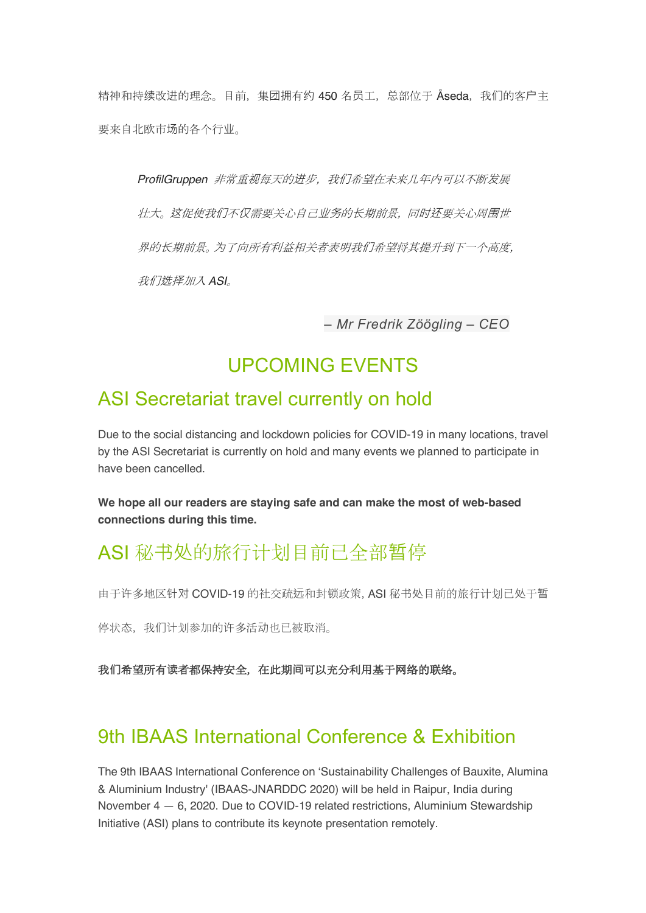精神和持续改进的理念。目前，集团拥有约 450 名员工，总部位于 Åseda，我们的客户主要来自北欧市场的各个行业。

> *ProfilGruppen 非常重视每天的进步，我们希望在未来几年内可以不断发展壮大。这促使我们不仅需要关心自己业务的长期前景，同时还要关心周围世界的长期前景。为了向所有利益相关者表明我们希望将其提升到下一个高度，我们选择加入 ASI。*
>
> *– Mr Fredrik Zöögling – CEO*

# UPCOMING EVENTS

## ASI Secretariat travel currently on hold

Due to the social distancing and lockdown policies for COVID-19 in many locations, travel by the ASI Secretariat is currently on hold and many events we planned to participate in have been cancelled.

**We hope all our readers are staying safe and can make the most of web-based connections during this time.**

## ASI 秘书处的旅行计划目前已全部暂停

由于许多地区针对 COVID-19 的社交疏远和封锁政策，ASI 秘书处目前的旅行计划已处于暂停状态，我们计划参加的许多活动也已被取消。

**我们希望所有读者都保持安全，在此期间可以充分利用基于网络的联络。**

## 9th IBAAS International Conference & Exhibition

The 9th IBAAS International Conference on 'Sustainability Challenges of Bauxite, Alumina & Aluminium Industry' (IBAAS-JNARDDC 2020) will be held in Raipur, India during November 4 — 6, 2020. Due to COVID-19 related restrictions, Aluminium Stewardship Initiative (ASI) plans to contribute its keynote presentation remotely.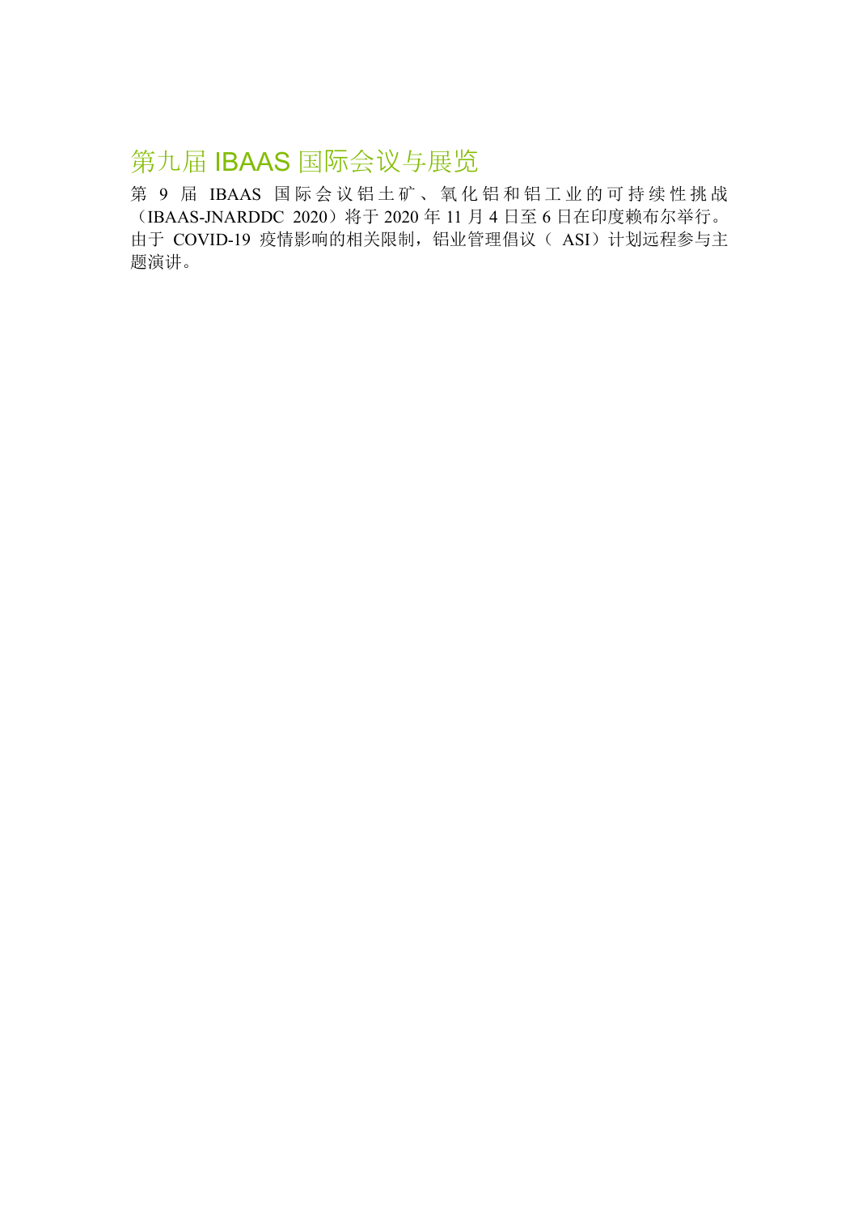## 第九届 IBAAS 国际会议与展览

第 9 届 IBAAS 国际会议铝土矿、氧化铝和铝工业的可持续性挑战（IBAAS-JNARDDC 2020）将于 2020 年 11 月 4 日至 6 日在印度赖布尔举行。由于 COVID-19 疫情影响的相关限制，铝业管理倡议（ ASI）计划远程参与主题演讲。